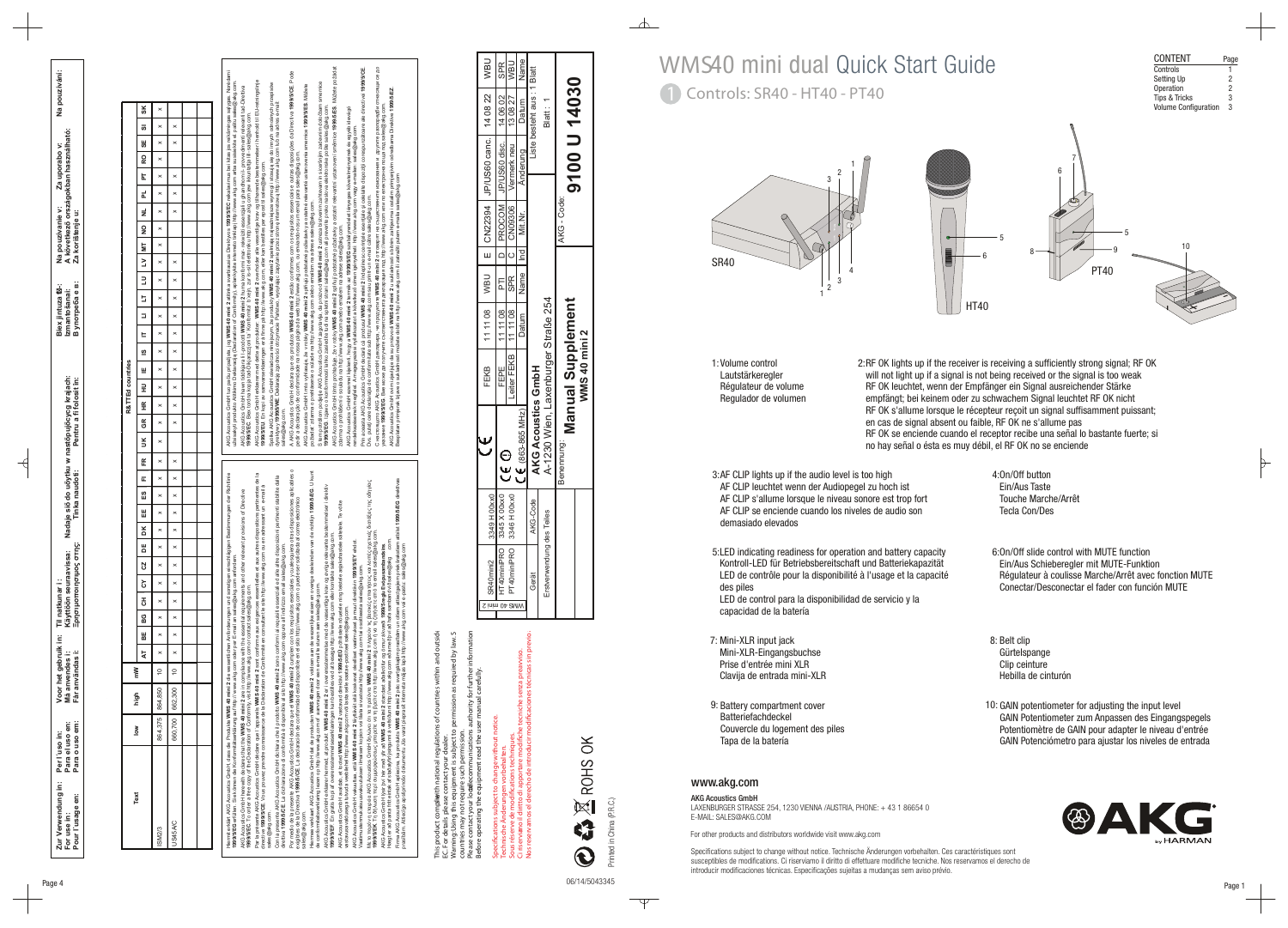# WMS40 mini dual Quick Start Guide

## 1 Controls: SR40 - HT40 - PT40

| CONTENT | Page |
|---|---|
| Controls | 1 |
| Setting Up | 2 |
| Operation | 2 |
| Tips & Tricks | 3 |
| Volume Configuration | 3 |

SR40 HT40 PT40

1: Volume control
Lautstärkeregler
Régulateur de volume
Regulador de volumen

2: RF OK lights up if the receiver is receiving a sufficiently strong signal; RF OK will not light up if a signal is not being received or the signal is too weak
RF OK leuchtet, wenn der Empfänger ein Signal ausreichender Stärke empfängt; bei keinem oder zu schwachem Signal leuchtet RF OK nicht
RF OK s'allume lorsque le récepteur reçoit un signal suffisamment puissant; en cas de signal absent ou faible, RF OK ne s'allume pas
RF OK se enciende cuando el receptor recibe una señal lo bastante fuerte; si no hay señal o ésta es muy débil, el RF OK no se enciende

3: AF CLIP lights up if the audio level is too high
AF CLIP leuchtet wenn der Audiopegel zu hoch ist
AF CLIP s'allume lorsque le niveau sonore est trop fort
AF CLIP se enciende cuando los niveles de audio son demasiado elevados

4: On/Off button
Ein/Aus Taste
Touche Marche/Arrêt
Tecla Con/Des

5: LED indicating readiness for operation and battery capacity
Kontroll-LED für Betriebsbereitschaft und Batteriekapazität
LED de contrôle pour la disponibilité à l'usage et la capacité des piles
LED de control para la disponibilidad de servicio y la capacidad de la batería

6: On/Off slide control with MUTE function
Ein/Aus Schieberegler mit MUTE-Funktion
Régulateur à coulisse Marche/Arrêt avec fonction MUTE
Conectar/Desconectar el fader con función MUTE

7: Mini-XLR input jack
Mini-XLR-Eingangsbuchse
Prise d'entrée mini XLR
Clavija de entrada mini-XLR

8: Belt clip
Gürtelspange
Clip ceinture
Hebilla de cinturón

9: Battery compartment cover
Batteriefachdeckel
Couvercle du logement des piles
Tapa de la batería

10: GAIN potentiometer for adjusting the input level
GAIN Potentiometer zum Anpassen des Eingangspegels
Potentiomètre de GAIN pour adapter le niveau d'entrée
GAIN Potenciómetro para ajustar los niveles de entrada

### www.akg.com

**AKG Acoustics GmbH**
LAXENBURGER STRASSE 254, 1230 VIENNA /AUSTRIA, PHONE: + 43 1 86654 0
E-MAIL: SALES@AKG.COM

For other products and distributors worldwide visit www.akg.com

Specifications subject to change without notice. Technische Änderungen vorbehalten. Ces caractéristiques sont susceptibles de modifications. Ci riserviamo il diritto di effettuare modifiche tecniche. Nos reservamos el derecho de introducir modificaciones técnicas. Especificações sujeitas a mudanças sem aviso prévio.

AKG by HARMAN

06/14/5043345

---

Zur Verwendung in: / For use in: / Pour l'usage en: / Per l'uso in: / Para el uso en: / Para o uso em: / Voor het gebruik in: / Må anvendes i: / För användning i: / Til notkunar í: / Käytöön seuraavissa: / Σχεδιασμένο για χρήση στις: / Nadaje się do użytku w następujących krajach: / Tinka naudoti: / Pentru a fi folosit în: / Bez jintuza fi-: / Izmantošanai: / В употреба в: / Na používanie v: / A következő országokban használható: / Za korištenje u: / Za uporabo v: / Na používání:

| Text | low | high | mW | AT | BE | BG | CH | CY | CZ | DE | DK | EE | ES | FI | FR | UK | GR | HR | HU | IE | IS | IT | LI | LT | LU | LV | MT | NO | NL | PL | PT | RO | SE | SI | SK |
|---|---|---|---|---|---|---|---|---|---|---|---|---|---|---|---|---|---|---|---|---|---|---|---|---|---|---|---|---|---|---|---|---|---|---|---|
| ISM23 | 864,375 | 864,850 | 10 | x | x | x | x | x | x | x | x | x | x | x | x | | x | x | x | x | x | x | x | x | x | x | x | | x | x | x | x | x | x | x |
| US45AC | 660,700 | 662,300 | 10 | x | x | x | x | x | x | x | x | x | x | x | x | | x | x | x | x | x | x | x | x | x | x | x | | x | x | x | x | x | x | x |

This product complies with national regulations of countries within and outside EC. For details please contact your dealer.
Warning: Using this equipment is subject to permission as required by law, some countries may not require such permission.
Please contact your local communications authority for further information before operating the equipment. Read the user manual carefully.

Specifications subject to change without notice.
Technische Änderungen vorbehalten.
Sous réserve de modifications techniques.
Ci riserviamo il diritto di apportare modifiche tecniche senza preavviso.
Nos reservamos el derecho de introducir modificaciones técnicas sin previo aviso.

ROHS OK

Printed in China (P.R.C.)

| WMS 40 mini 2 | SR40mini2 | 3349 H 00x00 |
|---|---|---|
| | HT40miniPRO | 3345 X 00x00 |
| | PT40miniPRO | 3346 H 00x00 |
| | Gerät | AKG-Code |
| | Erstverwendung des Teiles | |

(863-865 MHz)

**AKG Acoustics GmbH**
A-1230 Wien, Laxenburger Straße 254

Benennung:
**Manual Supplement**
**WMS 40 mini 2**

| | FEKB | 11 11 08 | WBU | E | CN22394 | JP/US60 canc. | 14 08 22 | WBU |
|---|---|---|---|---|---|---|---|---|
| | FEPE | 11 11 08 | PTI | D | PROCOM | JP/US60 disc. | 14 06 02 | SPR |
| | Leiter FEKB | 11 11 08 | SPR | C | CN09306 | Vermerk neu | 13 08 27 | WBU |
| | | Datum | Name | Ind | Mit.Nr. | Änderung | Datum | Name |

Liste besteht aus: 1 Blatt
Blatt: 1
AKG - Code:
**9100 U 14030**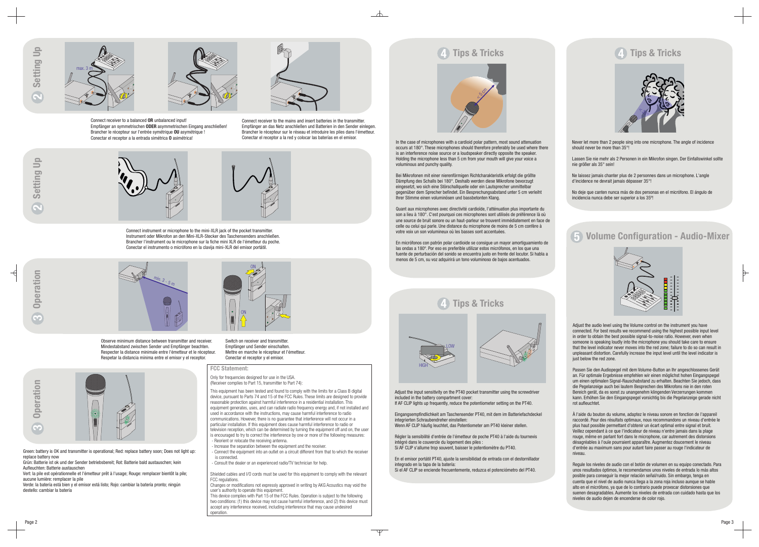## 2 Setting Up

max. 3 m

Connect receiver to a balanced **OR** unbalanced input!
Empfänger an symmetrischen **ODER** asymmetrischen Eingang anschließen!
Brancher le récepteur sur l'entrée symétrique **OU** asymétrique !
Conectar el receptor a la entrada simétrica **O** asimétrica!

Connect receiver to the mains and insert batteries in the transmitter.
Empfänger an das Netz anschließen und Batterien in den Sender einlegen.
Brancher le récepteur sur le réseau et introduire les piles dans l'émetteur.
Conectar el receptor a la red y colocar las baterías en el emisor.

## 2 Setting Up

Connect instrument or microphone to the mini-XLR jack of the pocket transmitter.
Instrument oder Mikrofon an den Mini-XLR-Stecker des Taschensenders anschließen.
Brancher l'instrument ou le microphone sur la fiche mini XLR de l'émetteur de poche.
Conectar el instrumento o micrófono en la clavija mini-XLR del emisor portátil.

## 3 Operation

min. 3 - 5 m

ON

ON

Observe minimum distance between transmitter and receiver.
Mindestabstand zwischen Sender und Empfänger beachten.
Respecter la distance minimale entre l'émetteur et le récepteur.
Respetar la distancia mínima entre el emisor y el receptor.

Switch on receiver and transmitter.
Empfänger und Sender einschalten.
Mettre en marche le récepteur et l'émetteur.
Conectar el receptor y el emisor.

## 3 Operation

Green: battery is OK and transmitter is operational; Red: replace battery soon; Does not light up: replace battery now
Grün: Batterie ist ok und der Sender betriebsbereit; Rot: Batterie bald austauschen; kein Aufleuchten: Batterie austauschen
Vert: la pile est opérationnelle et l'émetteur prêt à l'usage; Rouge: remplacer bientôt la pile; aucune lumière: remplacer la pile
Verde: la batería está bien y el emisor está listo; Rojo: cambiar la batería pronto; ningún destello: cambiar la batería

### FCC Statement:

Only for frequencies designed for use in the USA.
(Receiver complies to Part 15, transmitter to Part 74):

This equipment has been tested and found to comply with the limits for a Class B digital device, pursuant to Parts 74 and 15 of the FCC Rules. These limits are designed to provide reasonable protection against harmful interference in a residential installation. This equipment generates, uses, and can radiate radio frequency energy and, if not installed and used in accordance with the instructions, may cause harmful interference to radio communications. However, there is no guarantee that interference will not occur in a particular installation. If this equipment does cause harmful interference to radio or television reception, which can be determined by turning the equipment off and on, the user is encouraged to try to correct the interference by one or more of the following measures:

- Reorient or relocate the receiving antenna.
- Increase the separation between the equipment and the receiver.
- Connect the equipment into an outlet on a circuit different from that to which the receiver is connected.
- Consult the dealer or an experienced radio/TV technician for help.

Shielded cables and I/O cords must be used for this equipment to comply with the relevant FCC regulations.
Changes or modifications not expressly approved in writing by AKG Acoustics may void the user's authority to operate this equipment.
This device complies with Part 15 of the FCC Rules. Operation is subject to the following two conditions: (1) this device may not cause harmful interference, and (2) this device must accept any interference received, including interference that may cause undesired operation.

## 4 Tips & Tricks

< 5 cm

In the case of microphones with a cardioid polar pattern, most sound attenuation occurs at 180°. These microphones should therefore preferably be used where there is an interference noise source or a loudspeaker directly opposite the speaker. Holding the microphone less than 5 cm from your mouth will give your voice a voluminous and punchy quality.

Bei Mikrofonen mit einer nierenförmigen Richtcharakteristik erfolgt die größte Dämpfung des Schalls bei 180°. Deshalb werden diese Mikrofone bevorzugt eingesetzt, wo sich eine Störschallquelle oder ein Lautsprecher unmittelbar gegenüber dem Sprecher befindet. Ein Besprechungsabstand unter 5 cm verleiht Ihrer Stimme einen voluminösen und bassbetonten Klang.

Quant aux microphones avec directivité cardioïde, l'atténuation plus importante du son a lieu à 180°. C'est pourquoi ces microphones sont utilisés de préférence là où une source de bruit sonore ou un haut-parleur se trouvent immédiatement en face de celle ou celui qui parle. Une distance du microphone de moins de 5 cm confère à votre voix un son volumineux où les basses sont accentuées.

En micrófonos con patrón polar cardioide se consigue un mayor amortiguamiento de las ondas a 180°. Por eso es preferible utilizar estos micrófonos, en los que una fuente de perturbación del sonido se encuentra justo en frente del locutor. Si habla a menos de 5 cm, su voz adquirirá un tono voluminoso de bajos acentuados.

## 4 Tips & Tricks

LOW

HIGH

Adjust the input sensitivity on the PT40 pocket transmitter using the screwdriver included in the battery compartment cover:
If AF CLIP lights up frequently, reduce the potentiometer setting on the PT40.

Eingangsempfindlichkeit am Taschensender PT40, mit dem im Batteriefachdeckel integrierten Schraubendreher einstellen:
Wenn AF CLIP häufig leuchtet, das Potentiometer am PT40 kleiner stellen.

Régler la sensibilité d'entrée de l'émetteur de poche PT40 à l'aide du tournevis intégré dans le couvercle du logement des piles :
Si AF CLIP s'allume trop souvent, baisser le potentiomètre du PT40.

En el emisor portátil PT40, ajuste la sensibilidad de entrada con el destornillador integrado en la tapa de la batería:
Si el AF CLIP se enciende frecuentemente, reduzca el potenciómetro del PT40.

## 4 Tips & Tricks

Never let more than 2 people sing into one microphone. The angle of incidence should never be more than 35°!

Lassen Sie nie mehr als 2 Personen in ein Mikrofon singen. Der Einfallswinkel sollte nie größer als 35° sein!

Ne laissez jamais chanter plus de 2 personnes dans un microphone. L'angle d'incidence ne devrait jamais dépasser 35°!

No deje que canten nunca más de dos personas en el micrófono. El ángulo de incidencia nunca debe ser superior a los 35º!

## 5 Volume Configuration - Audio-Mixer

Adjust the audio level using the Volume control on the instrument you have connected. For best results we recommend using the highest possible input level in order to obtain the best possible signal-to-noise ratio. However, even when someone is speaking loudly into the microphone you should take care to ensure that the level indicator never moves into the red zone; failure to do so can result in unpleasant distortion. Carefully increase the input level until the level indicator is just below the red zone.

Passen Sie den Audiopegel mit dem Volume-Button an Ihr angeschlossenes Gerät an. Für optimale Ergebnisse empfehlen wir einen möglichst hohen Eingangspegel um einen optimalen Signal-Rauschabstand zu erhalten. Beachten Sie jedoch, dass die Pegelanzeige auch bei lautem Besprechen des Mikrofons nie in den roten Bereich gerät, da es sonst zu unangenehm klingenden Verzerrungen kommen kann. Erhöhen Sie den Eingangspegel vorsichtig bis die Pegelanzeige gerade nicht rot aufleuchtet.

À l'aide du bouton du volume, adaptez le niveau sonore en fonction de l'appareil raccordé. Pour des résultats optimaux, nous recommandons un niveau d'entrée le plus haut possible permettant d'obtenir un écart optimal entre signal et bruit. Veillez cependant à ce que l'indicateur de niveau n'entre jamais dans la plage rouge, même en parlant fort dans le microphone, car autrement des distorsions désagréables à l'ouïe pourraient apparaître. Augmentez doucement le niveau d'entrée au maximum sans pour autant faire passer au rouge l'indicateur de niveau.

Regule los niveles de audio con el botón de volumen en su equipo conectado. Para unos resultados óptimos, le recomendamos unos niveles de entrada lo más altos posible para conseguir la mejor relación señal/ruido. Sin embargo, tenga en cuenta que el nivel de audio nunca llega a la zona roja incluso aunque se hable alto en el micrófono, ya que de lo contrario puede provocar distorsiones que suenen desagradables. Aumente los niveles de entrada con cuidado hasta que los niveles de audio dejen de encenderse de color rojo.